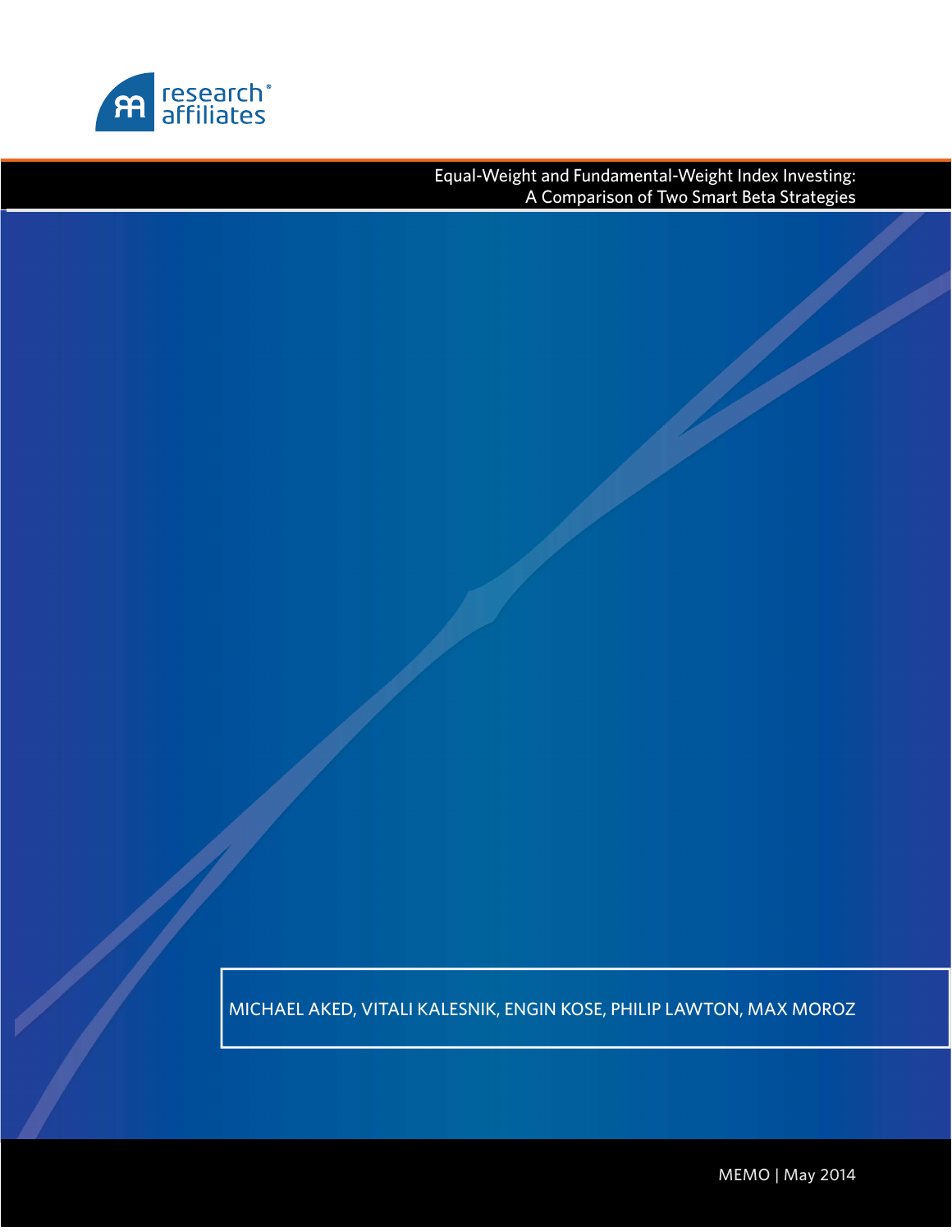research affiliates

# Equal-Weight and Fundamental-Weight Index Investing: A Comparison of Two Smart Beta Strategies

MICHAEL AKED, VITALI KALESNIK, ENGIN KOSE, PHILIP LAWTON, MAX MOROZ

MEMO | May 2014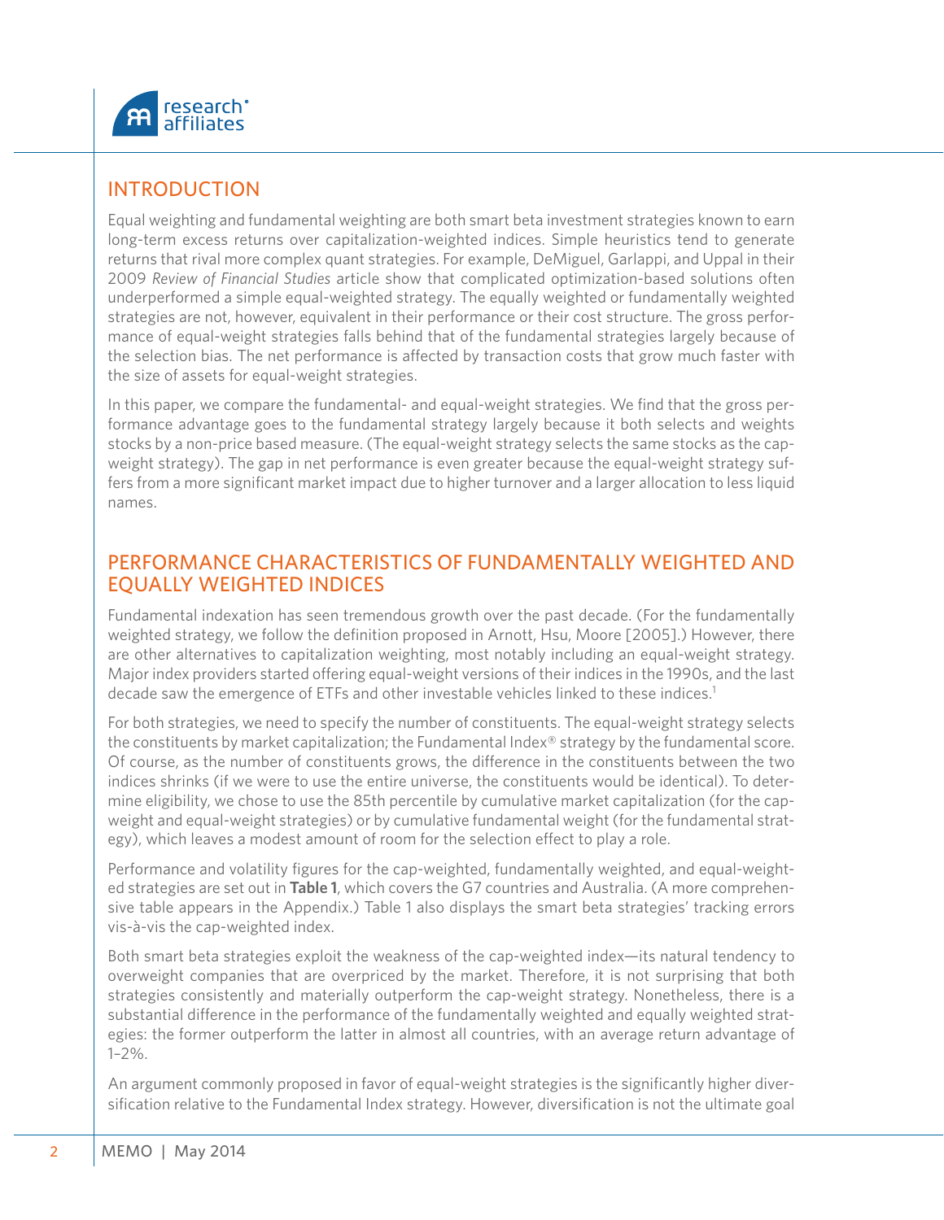## INTRODUCTION

Equal weighting and fundamental weighting are both smart beta investment strategies known to earn long-term excess returns over capitalization-weighted indices. Simple heuristics tend to generate returns that rival more complex quant strategies. For example, DeMiguel, Garlappi, and Uppal in their 2009 *Review of Financial Studies* article show that complicated optimization-based solutions often underperformed a simple equal-weighted strategy. The equally weighted or fundamentally weighted strategies are not, however, equivalent in their performance or their cost structure. The gross performance of equal-weight strategies falls behind that of the fundamental strategies largely because of the selection bias. The net performance is affected by transaction costs that grow much faster with the size of assets for equal-weight strategies.

In this paper, we compare the fundamental- and equal-weight strategies. We find that the gross performance advantage goes to the fundamental strategy largely because it both selects and weights stocks by a non-price based measure. (The equal-weight strategy selects the same stocks as the cap-weight strategy). The gap in net performance is even greater because the equal-weight strategy suffers from a more significant market impact due to higher turnover and a larger allocation to less liquid names.

## PERFORMANCE CHARACTERISTICS OF FUNDAMENTALLY WEIGHTED AND EQUALLY WEIGHTED INDICES

Fundamental indexation has seen tremendous growth over the past decade. (For the fundamentally weighted strategy, we follow the definition proposed in Arnott, Hsu, Moore [2005].) However, there are other alternatives to capitalization weighting, most notably including an equal-weight strategy. Major index providers started offering equal-weight versions of their indices in the 1990s, and the last decade saw the emergence of ETFs and other investable vehicles linked to these indices.[1]

For both strategies, we need to specify the number of constituents. The equal-weight strategy selects the constituents by market capitalization; the Fundamental Index® strategy by the fundamental score. Of course, as the number of constituents grows, the difference in the constituents between the two indices shrinks (if we were to use the entire universe, the constituents would be identical). To determine eligibility, we chose to use the 85th percentile by cumulative market capitalization (for the cap-weight and equal-weight strategies) or by cumulative fundamental weight (for the fundamental strategy), which leaves a modest amount of room for the selection effect to play a role.

Performance and volatility figures for the cap-weighted, fundamentally weighted, and equal-weighted strategies are set out in **Table 1**, which covers the G7 countries and Australia. (A more comprehensive table appears in the Appendix.) Table 1 also displays the smart beta strategies' tracking errors vis-à-vis the cap-weighted index.

Both smart beta strategies exploit the weakness of the cap-weighted index—its natural tendency to overweight companies that are overpriced by the market. Therefore, it is not surprising that both strategies consistently and materially outperform the cap-weight strategy. Nonetheless, there is a substantial difference in the performance of the fundamentally weighted and equally weighted strategies: the former outperform the latter in almost all countries, with an average return advantage of 1–2%.

An argument commonly proposed in favor of equal-weight strategies is the significantly higher diversification relative to the Fundamental Index strategy. However, diversification is not the ultimate goal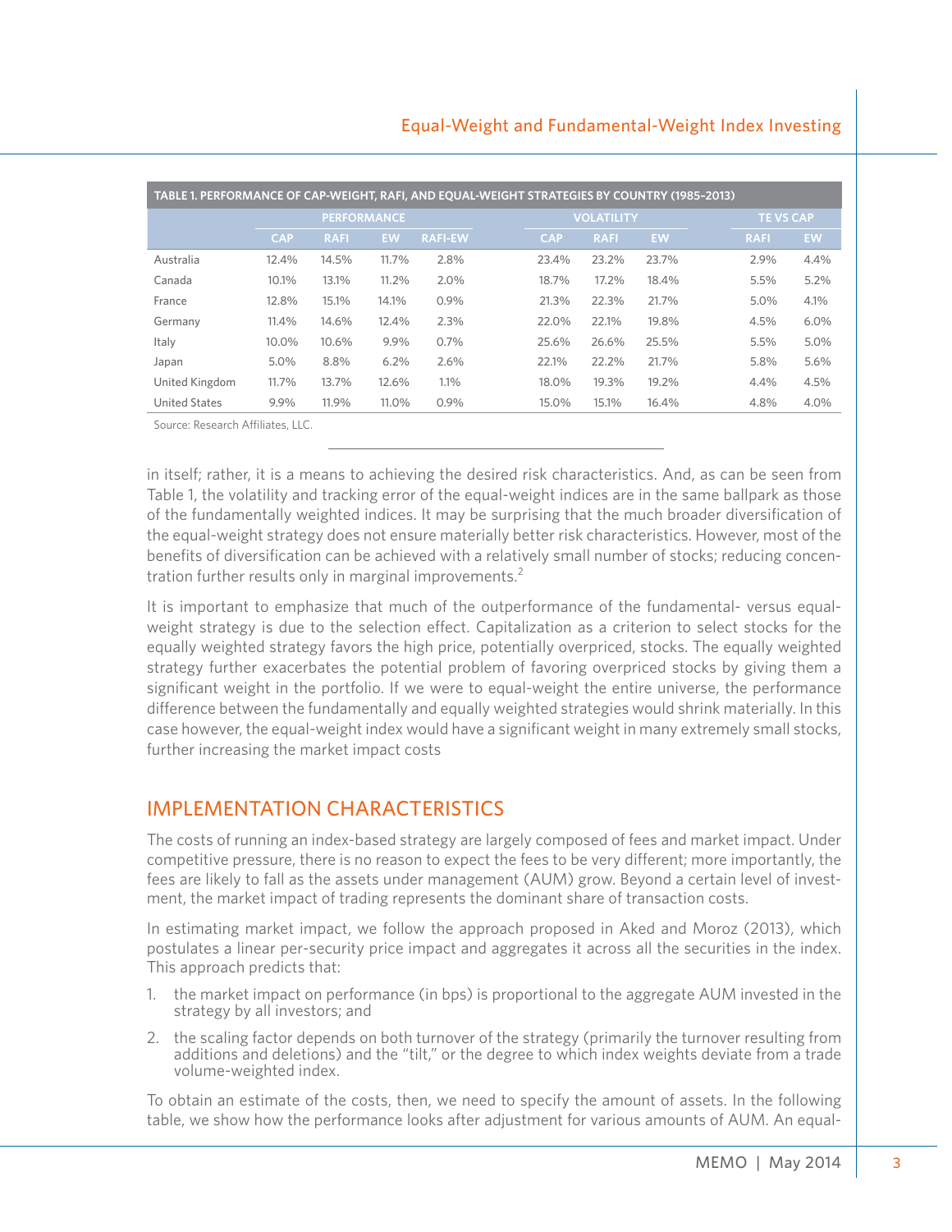| TABLE 1. PERFORMANCE OF CAP-WEIGHT, RAFI, AND EQUAL-WEIGHT STRATEGIES BY COUNTRY (1985–2013) | | | | | | | | | |
|---|---|---|---|---|---|---|---|---|---|
| | PERFORMANCE | | | | VOLATILITY | | | TE VS CAP | |
| | CAP | RAFI | EW | RAFI-EW | CAP | RAFI | EW | RAFI | EW |
| Australia | 12.4% | 14.5% | 11.7% | 2.8% | 23.4% | 23.2% | 23.7% | 2.9% | 4.4% |
| Canada | 10.1% | 13.1% | 11.2% | 2.0% | 18.7% | 17.2% | 18.4% | 5.5% | 5.2% |
| France | 12.8% | 15.1% | 14.1% | 0.9% | 21.3% | 22.3% | 21.7% | 5.0% | 4.1% |
| Germany | 11.4% | 14.6% | 12.4% | 2.3% | 22.0% | 22.1% | 19.8% | 4.5% | 6.0% |
| Italy | 10.0% | 10.6% | 9.9% | 0.7% | 25.6% | 26.6% | 25.5% | 5.5% | 5.0% |
| Japan | 5.0% | 8.8% | 6.2% | 2.6% | 22.1% | 22.2% | 21.7% | 5.8% | 5.6% |
| United Kingdom | 11.7% | 13.7% | 12.6% | 1.1% | 18.0% | 19.3% | 19.2% | 4.4% | 4.5% |
| United States | 9.9% | 11.9% | 11.0% | 0.9% | 15.0% | 15.1% | 16.4% | 4.8% | 4.0% |

Source: Research Affiliates, LLC.

in itself; rather, it is a means to achieving the desired risk characteristics. And, as can be seen from Table 1, the volatility and tracking error of the equal-weight indices are in the same ballpark as those of the fundamentally weighted indices. It may be surprising that the much broader diversification of the equal-weight strategy does not ensure materially better risk characteristics. However, most of the benefits of diversification can be achieved with a relatively small number of stocks; reducing concentration further results only in marginal improvements.[2]

It is important to emphasize that much of the outperformance of the fundamental- versus equal-weight strategy is due to the selection effect. Capitalization as a criterion to select stocks for the equally weighted strategy favors the high price, potentially overpriced, stocks. The equally weighted strategy further exacerbates the potential problem of favoring overpriced stocks by giving them a significant weight in the portfolio. If we were to equal-weight the entire universe, the performance difference between the fundamentally and equally weighted strategies would shrink materially. In this case however, the equal-weight index would have a significant weight in many extremely small stocks, further increasing the market impact costs

## IMPLEMENTATION CHARACTERISTICS

The costs of running an index-based strategy are largely composed of fees and market impact. Under competitive pressure, there is no reason to expect the fees to be very different; more importantly, the fees are likely to fall as the assets under management (AUM) grow. Beyond a certain level of investment, the market impact of trading represents the dominant share of transaction costs.

In estimating market impact, we follow the approach proposed in Aked and Moroz (2013), which postulates a linear per-security price impact and aggregates it across all the securities in the index. This approach predicts that:

1. the market impact on performance (in bps) is proportional to the aggregate AUM invested in the strategy by all investors; and
2. the scaling factor depends on both turnover of the strategy (primarily the turnover resulting from additions and deletions) and the "tilt," or the degree to which index weights deviate from a trade volume-weighted index.

To obtain an estimate of the costs, then, we need to specify the amount of assets. In the following table, we show how the performance looks after adjustment for various amounts of AUM. An equal-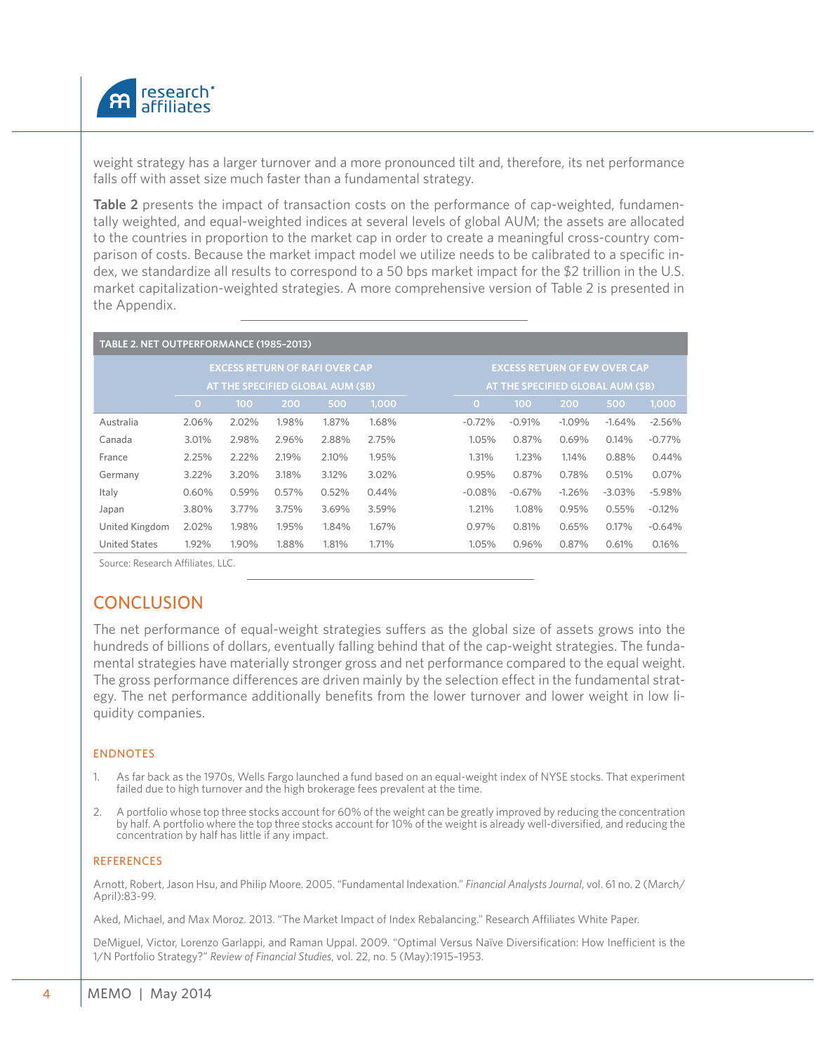weight strategy has a larger turnover and a more pronounced tilt and, therefore, its net performance falls off with asset size much faster than a fundamental strategy.

**Table 2** presents the impact of transaction costs on the performance of cap-weighted, fundamentally weighted, and equal-weighted indices at several levels of global AUM; the assets are allocated to the countries in proportion to the market cap in order to create a meaningful cross-country comparison of costs. Because the market impact model we utilize needs to be calibrated to a specific index, we standardize all results to correspond to a 50 bps market impact for the $2 trillion in the U.S. market capitalization-weighted strategies. A more comprehensive version of Table 2 is presented in the Appendix.

**TABLE 2. NET OUTPERFORMANCE (1985–2013)**

| | EXCESS RETURN OF RAFI OVER CAP AT THE SPECIFIED GLOBAL AUM ($B) | | | | | EXCESS RETURN OF EW OVER CAP AT THE SPECIFIED GLOBAL AUM ($B) | | | | |
|---|---|---|---|---|---|---|---|---|---|---|
| | 0 | 100 | 200 | 500 | 1,000 | 0 | 100 | 200 | 500 | 1,000 |
| Australia | 2.06% | 2.02% | 1.98% | 1.87% | 1.68% | -0.72% | -0.91% | -1.09% | -1.64% | -2.56% |
| Canada | 3.01% | 2.98% | 2.96% | 2.88% | 2.75% | 1.05% | 0.87% | 0.69% | 0.14% | -0.77% |
| France | 2.25% | 2.22% | 2.19% | 2.10% | 1.95% | 1.31% | 1.23% | 1.14% | 0.88% | 0.44% |
| Germany | 3.22% | 3.20% | 3.18% | 3.12% | 3.02% | 0.95% | 0.87% | 0.78% | 0.51% | 0.07% |
| Italy | 0.60% | 0.59% | 0.57% | 0.52% | 0.44% | -0.08% | -0.67% | -1.26% | -3.03% | -5.98% |
| Japan | 3.80% | 3.77% | 3.75% | 3.69% | 3.59% | 1.21% | 1.08% | 0.95% | 0.55% | -0.12% |
| United Kingdom | 2.02% | 1.98% | 1.95% | 1.84% | 1.67% | 0.97% | 0.81% | 0.65% | 0.17% | -0.64% |
| United States | 1.92% | 1.90% | 1.88% | 1.81% | 1.71% | 1.05% | 0.96% | 0.87% | 0.61% | 0.16% |

Source: Research Affiliates, LLC.

## CONCLUSION

The net performance of equal-weight strategies suffers as the global size of assets grows into the hundreds of billions of dollars, eventually falling behind that of the cap-weight strategies. The fundamental strategies have materially stronger gross and net performance compared to the equal weight. The gross performance differences are driven mainly by the selection effect in the fundamental strategy. The net performance additionally benefits from the lower turnover and lower weight in low liquidity companies.

### ENDNOTES

1. As far back as the 1970s, Wells Fargo launched a fund based on an equal-weight index of NYSE stocks. That experiment failed due to high turnover and the high brokerage fees prevalent at the time.
2. A portfolio whose top three stocks account for 60% of the weight can be greatly improved by reducing the concentration by half. A portfolio where the top three stocks account for 10% of the weight is already well-diversified, and reducing the concentration by half has little if any impact.

### REFERENCES

Arnott, Robert, Jason Hsu, and Philip Moore. 2005. "Fundamental Indexation." *Financial Analysts Journal*, vol. 61 no. 2 (March/April):83-99.

Aked, Michael, and Max Moroz. 2013. "The Market Impact of Index Rebalancing." Research Affiliates White Paper.

DeMiguel, Victor, Lorenzo Garlappi, and Raman Uppal. 2009. "Optimal Versus Naïve Diversification: How Inefficient is the 1/N Portfolio Strategy?" *Review of Financial Studies*, vol. 22, no. 5 (May):1915–1953.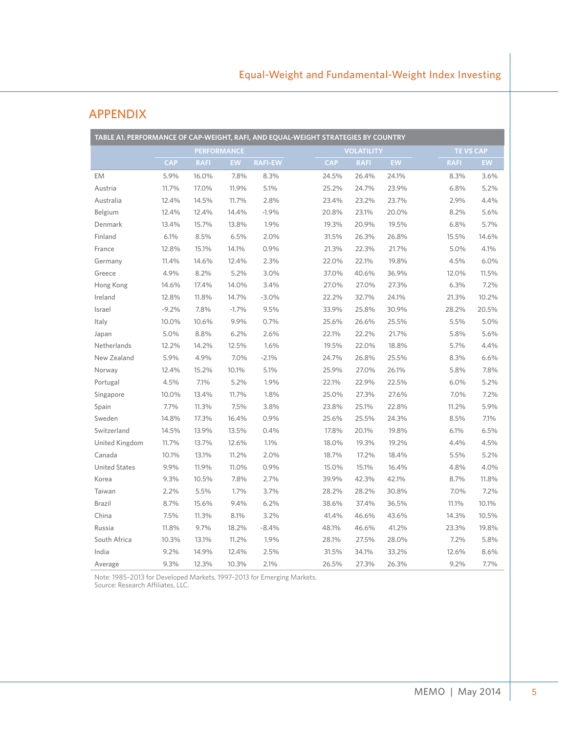## APPENDIX

**TABLE A1. PERFORMANCE OF CAP-WEIGHT, RAFI, AND EQUAL-WEIGHT STRATEGIES BY COUNTRY**

| | PERFORMANCE | | | | VOLATILITY | | | TE VS CAP | |
|---|---|---|---|---|---|---|---|---|---|
| | CAP | RAFI | EW | RAFI-EW | CAP | RAFI | EW | RAFI | EW |
| EM | 5.9% | 16.0% | 7.8% | 8.3% | 24.5% | 26.4% | 24.1% | 8.3% | 3.6% |
| Austria | 11.7% | 17.0% | 11.9% | 5.1% | 25.2% | 24.7% | 23.9% | 6.8% | 5.2% |
| Australia | 12.4% | 14.5% | 11.7% | 2.8% | 23.4% | 23.2% | 23.7% | 2.9% | 4.4% |
| Belgium | 12.4% | 12.4% | 14.4% | -1.9% | 20.8% | 23.1% | 20.0% | 8.2% | 5.6% |
| Denmark | 13.4% | 15.7% | 13.8% | 1.9% | 19.3% | 20.9% | 19.5% | 6.8% | 5.7% |
| Finland | 6.1% | 8.5% | 6.5% | 2.0% | 31.5% | 26.3% | 26.8% | 15.5% | 14.6% |
| France | 12.8% | 15.1% | 14.1% | 0.9% | 21.3% | 22.3% | 21.7% | 5.0% | 4.1% |
| Germany | 11.4% | 14.6% | 12.4% | 2.3% | 22.0% | 22.1% | 19.8% | 4.5% | 6.0% |
| Greece | 4.9% | 8.2% | 5.2% | 3.0% | 37.0% | 40.6% | 36.9% | 12.0% | 11.5% |
| Hong Kong | 14.6% | 17.4% | 14.0% | 3.4% | 27.0% | 27.0% | 27.3% | 6.3% | 7.2% |
| Ireland | 12.8% | 11.8% | 14.7% | -3.0% | 22.2% | 32.7% | 24.1% | 21.3% | 10.2% |
| Israel | -9.2% | 7.8% | -1.7% | 9.5% | 33.9% | 25.8% | 30.9% | 28.2% | 20.5% |
| Italy | 10.0% | 10.6% | 9.9% | 0.7% | 25.6% | 26.6% | 25.5% | 5.5% | 5.0% |
| Japan | 5.0% | 8.8% | 6.2% | 2.6% | 22.1% | 22.2% | 21.7% | 5.8% | 5.6% |
| Netherlands | 12.2% | 14.2% | 12.5% | 1.6% | 19.5% | 22.0% | 18.8% | 5.7% | 4.4% |
| New Zealand | 5.9% | 4.9% | 7.0% | -2.1% | 24.7% | 26.8% | 25.5% | 8.3% | 6.6% |
| Norway | 12.4% | 15.2% | 10.1% | 5.1% | 25.9% | 27.0% | 26.1% | 5.8% | 7.8% |
| Portugal | 4.5% | 7.1% | 5.2% | 1.9% | 22.1% | 22.9% | 22.5% | 6.0% | 5.2% |
| Singapore | 10.0% | 13.4% | 11.7% | 1.8% | 25.0% | 27.3% | 27.6% | 7.0% | 7.2% |
| Spain | 7.7% | 11.3% | 7.5% | 3.8% | 23.8% | 25.1% | 22.8% | 11.2% | 5.9% |
| Sweden | 14.8% | 17.3% | 16.4% | 0.9% | 25.6% | 25.5% | 24.3% | 8.5% | 7.1% |
| Switzerland | 14.5% | 13.9% | 13.5% | 0.4% | 17.8% | 20.1% | 19.8% | 6.1% | 6.5% |
| United Kingdom | 11.7% | 13.7% | 12.6% | 1.1% | 18.0% | 19.3% | 19.2% | 4.4% | 4.5% |
| Canada | 10.1% | 13.1% | 11.2% | 2.0% | 18.7% | 17.2% | 18.4% | 5.5% | 5.2% |
| United States | 9.9% | 11.9% | 11.0% | 0.9% | 15.0% | 15.1% | 16.4% | 4.8% | 4.0% |
| Korea | 9.3% | 10.5% | 7.8% | 2.7% | 39.9% | 42.3% | 42.1% | 8.7% | 11.8% |
| Taiwan | 2.2% | 5.5% | 1.7% | 3.7% | 28.2% | 28.2% | 30.8% | 7.0% | 7.2% |
| Brazil | 8.7% | 15.6% | 9.4% | 6.2% | 38.6% | 37.4% | 36.5% | 11.1% | 10.1% |
| China | 7.5% | 11.3% | 8.1% | 3.2% | 41.4% | 46.6% | 43.6% | 14.3% | 10.5% |
| Russia | 11.8% | 9.7% | 18.2% | -8.4% | 48.1% | 46.6% | 41.2% | 23.3% | 19.8% |
| South Africa | 10.3% | 13.1% | 11.2% | 1.9% | 28.1% | 27.5% | 28.0% | 7.2% | 5.8% |
| India | 9.2% | 14.9% | 12.4% | 2.5% | 31.5% | 34.1% | 33.2% | 12.6% | 8.6% |
| Average | 9.3% | 12.3% | 10.3% | 2.1% | 26.5% | 27.3% | 26.3% | 9.2% | 7.7% |

Note: 1985–2013 for Developed Markets, 1997–2013 for Emerging Markets.
Source: Research Affiliates, LLC.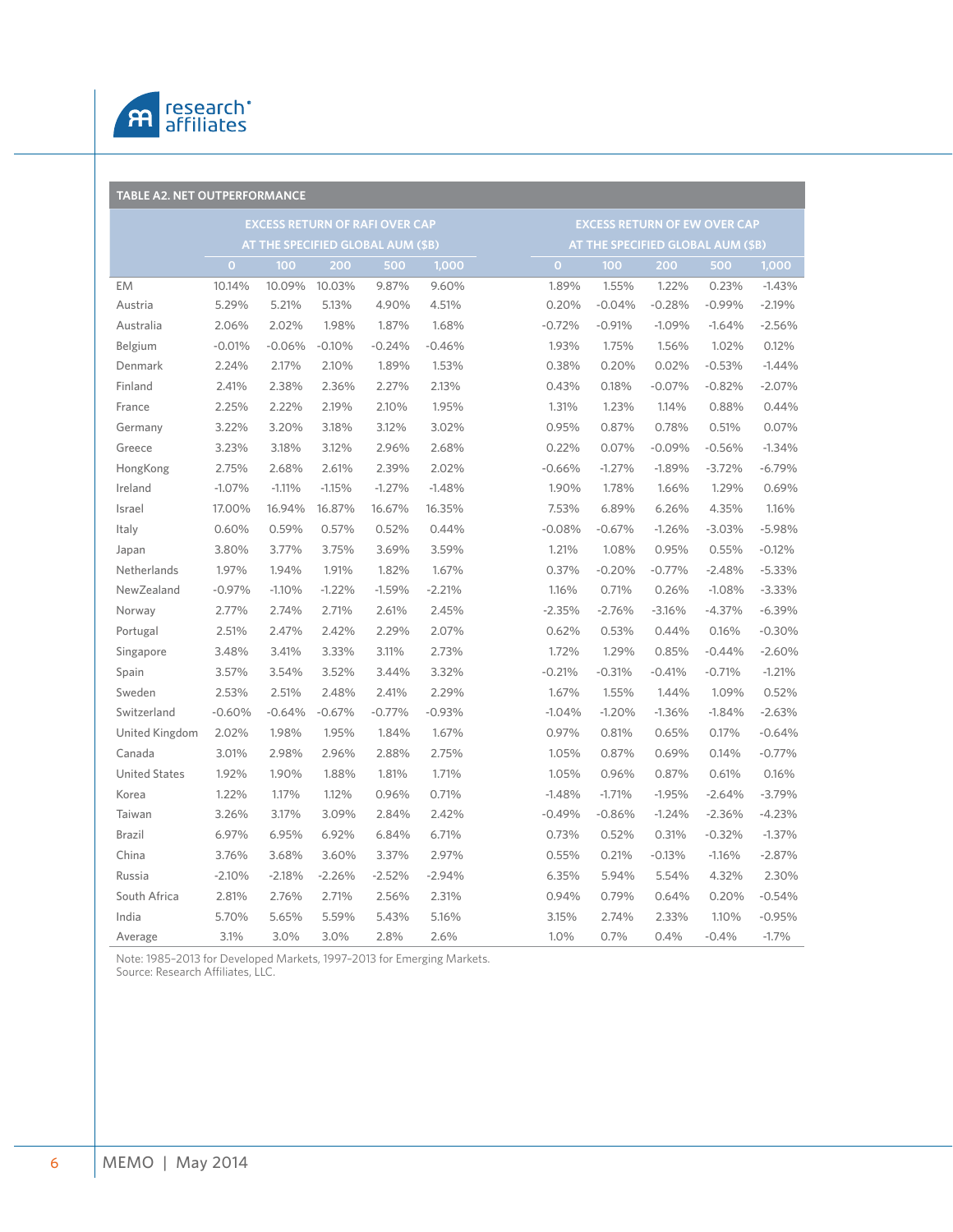**TABLE A2. NET OUTPERFORMANCE**

| | EXCESS RETURN OF RAFI OVER CAP AT THE SPECIFIED GLOBAL AUM ($B) | | | | | EXCESS RETURN OF EW OVER CAP AT THE SPECIFIED GLOBAL AUM ($B) | | | | |
|---|---|---|---|---|---|---|---|---|---|---|
| | 0 | 100 | 200 | 500 | 1,000 | 0 | 100 | 200 | 500 | 1,000 |
| EM | 10.14% | 10.09% | 10.03% | 9.87% | 9.60% | 1.89% | 1.55% | 1.22% | 0.23% | -1.43% |
| Austria | 5.29% | 5.21% | 5.13% | 4.90% | 4.51% | 0.20% | -0.04% | -0.28% | -0.99% | -2.19% |
| Australia | 2.06% | 2.02% | 1.98% | 1.87% | 1.68% | -0.72% | -0.91% | -1.09% | -1.64% | -2.56% |
| Belgium | -0.01% | -0.06% | -0.10% | -0.24% | -0.46% | 1.93% | 1.75% | 1.56% | 1.02% | 0.12% |
| Denmark | 2.24% | 2.17% | 2.10% | 1.89% | 1.53% | 0.38% | 0.20% | 0.02% | -0.53% | -1.44% |
| Finland | 2.41% | 2.38% | 2.36% | 2.27% | 2.13% | 0.43% | 0.18% | -0.07% | -0.82% | -2.07% |
| France | 2.25% | 2.22% | 2.19% | 2.10% | 1.95% | 1.31% | 1.23% | 1.14% | 0.88% | 0.44% |
| Germany | 3.22% | 3.20% | 3.18% | 3.12% | 3.02% | 0.95% | 0.87% | 0.78% | 0.51% | 0.07% |
| Greece | 3.23% | 3.18% | 3.12% | 2.96% | 2.68% | 0.22% | 0.07% | -0.09% | -0.56% | -1.34% |
| HongKong | 2.75% | 2.68% | 2.61% | 2.39% | 2.02% | -0.66% | -1.27% | -1.89% | -3.72% | -6.79% |
| Ireland | -1.07% | -1.11% | -1.15% | -1.27% | -1.48% | 1.90% | 1.78% | 1.66% | 1.29% | 0.69% |
| Israel | 17.00% | 16.94% | 16.87% | 16.67% | 16.35% | 7.53% | 6.89% | 6.26% | 4.35% | 1.16% |
| Italy | 0.60% | 0.59% | 0.57% | 0.52% | 0.44% | -0.08% | -0.67% | -1.26% | -3.03% | -5.98% |
| Japan | 3.80% | 3.77% | 3.75% | 3.69% | 3.59% | 1.21% | 1.08% | 0.95% | 0.55% | -0.12% |
| Netherlands | 1.97% | 1.94% | 1.91% | 1.82% | 1.67% | 0.37% | -0.20% | -0.77% | -2.48% | -5.33% |
| NewZealand | -0.97% | -1.10% | -1.22% | -1.59% | -2.21% | 1.16% | 0.71% | 0.26% | -1.08% | -3.33% |
| Norway | 2.77% | 2.74% | 2.71% | 2.61% | 2.45% | -2.35% | -2.76% | -3.16% | -4.37% | -6.39% |
| Portugal | 2.51% | 2.47% | 2.42% | 2.29% | 2.07% | 0.62% | 0.53% | 0.44% | 0.16% | -0.30% |
| Singapore | 3.48% | 3.41% | 3.33% | 3.11% | 2.73% | 1.72% | 1.29% | 0.85% | -0.44% | -2.60% |
| Spain | 3.57% | 3.54% | 3.52% | 3.44% | 3.32% | -0.21% | -0.31% | -0.41% | -0.71% | -1.21% |
| Sweden | 2.53% | 2.51% | 2.48% | 2.41% | 2.29% | 1.67% | 1.55% | 1.44% | 1.09% | 0.52% |
| Switzerland | -0.60% | -0.64% | -0.67% | -0.77% | -0.93% | -1.04% | -1.20% | -1.36% | -1.84% | -2.63% |
| United Kingdom | 2.02% | 1.98% | 1.95% | 1.84% | 1.67% | 0.97% | 0.81% | 0.65% | 0.17% | -0.64% |
| Canada | 3.01% | 2.98% | 2.96% | 2.88% | 2.75% | 1.05% | 0.87% | 0.69% | 0.14% | -0.77% |
| United States | 1.92% | 1.90% | 1.88% | 1.81% | 1.71% | 1.05% | 0.96% | 0.87% | 0.61% | 0.16% |
| Korea | 1.22% | 1.17% | 1.12% | 0.96% | 0.71% | -1.48% | -1.71% | -1.95% | -2.64% | -3.79% |
| Taiwan | 3.26% | 3.17% | 3.09% | 2.84% | 2.42% | -0.49% | -0.86% | -1.24% | -2.36% | -4.23% |
| Brazil | 6.97% | 6.95% | 6.92% | 6.84% | 6.71% | 0.73% | 0.52% | 0.31% | -0.32% | -1.37% |
| China | 3.76% | 3.68% | 3.60% | 3.37% | 2.97% | 0.55% | 0.21% | -0.13% | -1.16% | -2.87% |
| Russia | -2.10% | -2.18% | -2.26% | -2.52% | -2.94% | 6.35% | 5.94% | 5.54% | 4.32% | 2.30% |
| South Africa | 2.81% | 2.76% | 2.71% | 2.56% | 2.31% | 0.94% | 0.79% | 0.64% | 0.20% | -0.54% |
| India | 5.70% | 5.65% | 5.59% | 5.43% | 5.16% | 3.15% | 2.74% | 2.33% | 1.10% | -0.95% |
| Average | 3.1% | 3.0% | 3.0% | 2.8% | 2.6% | 1.0% | 0.7% | 0.4% | -0.4% | -1.7% |

Note: 1985–2013 for Developed Markets, 1997–2013 for Emerging Markets.
Source: Research Affiliates, LLC.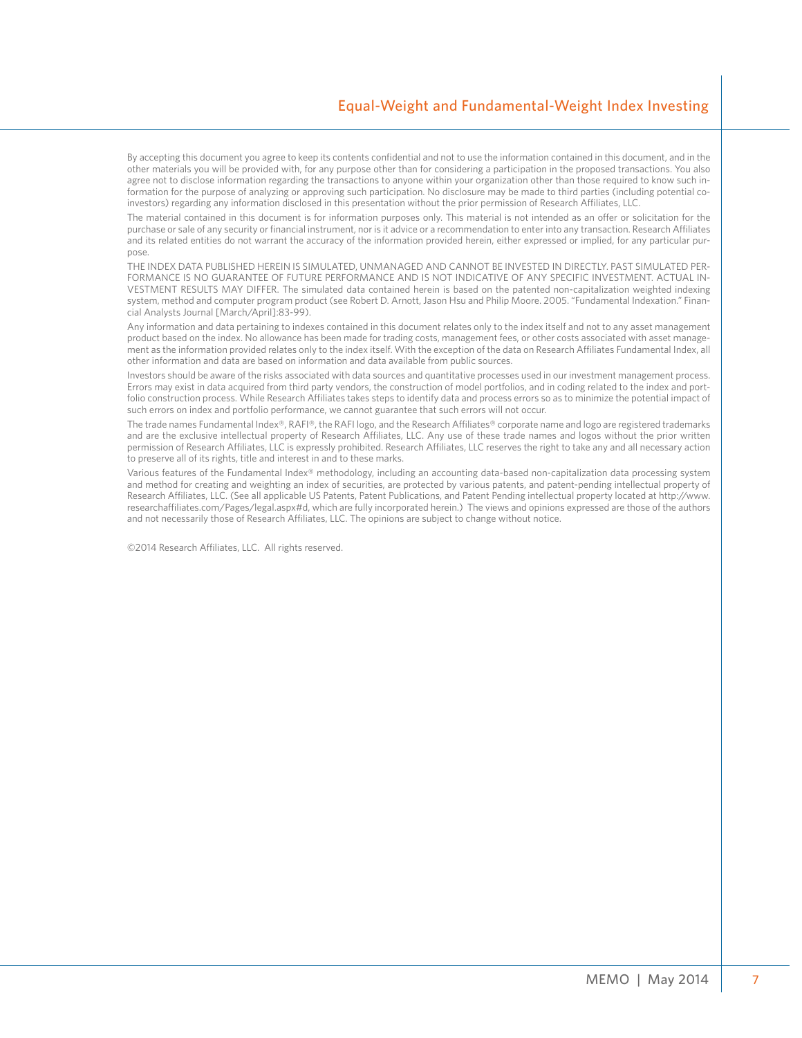By accepting this document you agree to keep its contents confidential and not to use the information contained in this document, and in the other materials you will be provided with, for any purpose other than for considering a participation in the proposed transactions. You also agree not to disclose information regarding the transactions to anyone within your organization other than those required to know such information for the purpose of analyzing or approving such participation. No disclosure may be made to third parties (including potential co-investors) regarding any information disclosed in this presentation without the prior permission of Research Affiliates, LLC.

The material contained in this document is for information purposes only. This material is not intended as an offer or solicitation for the purchase or sale of any security or financial instrument, nor is it advice or a recommendation to enter into any transaction. Research Affiliates and its related entities do not warrant the accuracy of the information provided herein, either expressed or implied, for any particular purpose.

THE INDEX DATA PUBLISHED HEREIN IS SIMULATED, UNMANAGED AND CANNOT BE INVESTED IN DIRECTLY. PAST SIMULATED PERFORMANCE IS NO GUARANTEE OF FUTURE PERFORMANCE AND IS NOT INDICATIVE OF ANY SPECIFIC INVESTMENT. ACTUAL INVESTMENT RESULTS MAY DIFFER. The simulated data contained herein is based on the patented non-capitalization weighted indexing system, method and computer program product (see Robert D. Arnott, Jason Hsu and Philip Moore. 2005. "Fundamental Indexation." Financial Analysts Journal [March/April]:83-99).

Any information and data pertaining to indexes contained in this document relates only to the index itself and not to any asset management product based on the index. No allowance has been made for trading costs, management fees, or other costs associated with asset management as the information provided relates only to the index itself. With the exception of the data on Research Affiliates Fundamental Index, all other information and data are based on information and data available from public sources.

Investors should be aware of the risks associated with data sources and quantitative processes used in our investment management process. Errors may exist in data acquired from third party vendors, the construction of model portfolios, and in coding related to the index and portfolio construction process. While Research Affiliates takes steps to identify data and process errors so as to minimize the potential impact of such errors on index and portfolio performance, we cannot guarantee that such errors will not occur.

The trade names Fundamental Index®, RAFI®, the RAFI logo, and the Research Affiliates® corporate name and logo are registered trademarks and are the exclusive intellectual property of Research Affiliates, LLC. Any use of these trade names and logos without the prior written permission of Research Affiliates, LLC is expressly prohibited. Research Affiliates, LLC reserves the right to take any and all necessary action to preserve all of its rights, title and interest in and to these marks.

Various features of the Fundamental Index® methodology, including an accounting data-based non-capitalization data processing system and method for creating and weighting an index of securities, are protected by various patents, and patent-pending intellectual property of Research Affiliates, LLC. (See all applicable US Patents, Patent Publications, and Patent Pending intellectual property located at http://www.researchaffiliates.com/Pages/legal.aspx#d, which are fully incorporated herein.) The views and opinions expressed are those of the authors and not necessarily those of Research Affiliates, LLC. The opinions are subject to change without notice.

©2014 Research Affiliates, LLC. All rights reserved.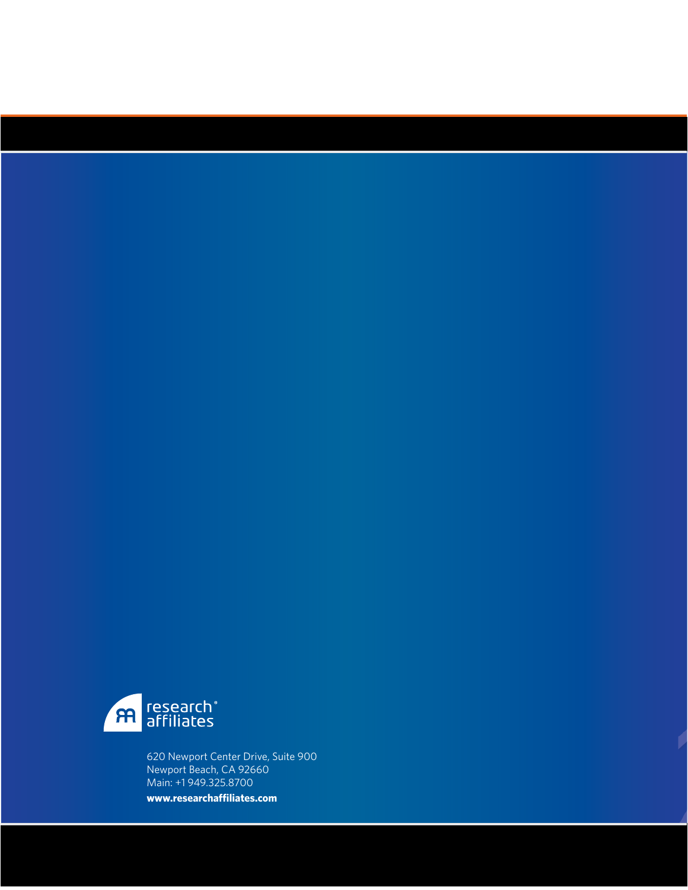research affiliates

620 Newport Center Drive, Suite 900
Newport Beach, CA 92660
Main: +1 949.325.8700

**www.researchaffiliates.com**